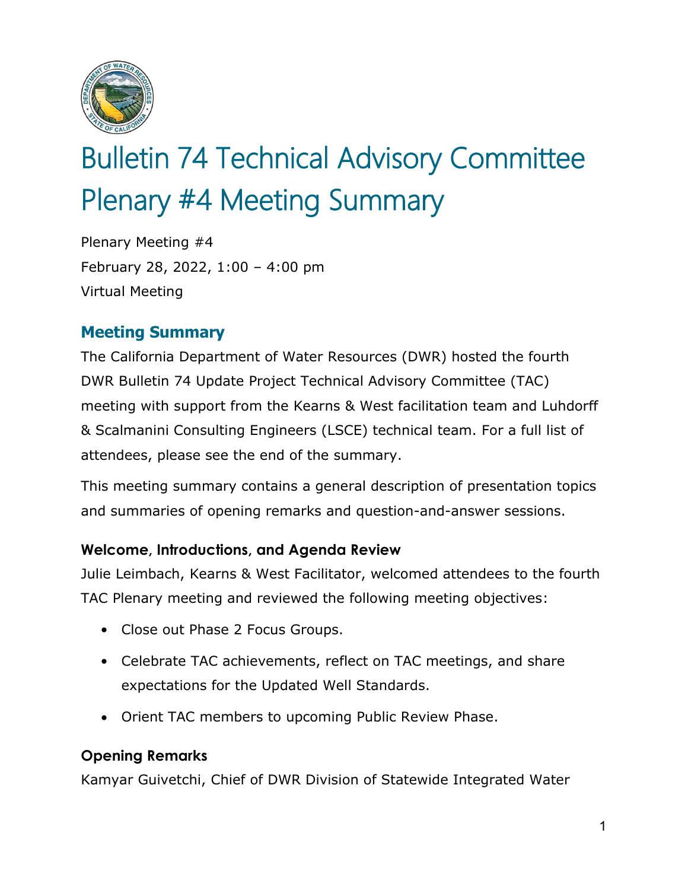# Bulletin 74 Technical Advisory Committee Plenary #4 Meeting Summary

Plenary Meeting #4
February 28, 2022, 1:00 – 4:00 pm
Virtual Meeting

## Meeting Summary

The California Department of Water Resources (DWR) hosted the fourth DWR Bulletin 74 Update Project Technical Advisory Committee (TAC) meeting with support from the Kearns & West facilitation team and Luhdorff & Scalmanini Consulting Engineers (LSCE) technical team. For a full list of attendees, please see the end of the summary.

This meeting summary contains a general description of presentation topics and summaries of opening remarks and question-and-answer sessions.

### Welcome, Introductions, and Agenda Review

Julie Leimbach, Kearns & West Facilitator, welcomed attendees to the fourth TAC Plenary meeting and reviewed the following meeting objectives:

- Close out Phase 2 Focus Groups.
- Celebrate TAC achievements, reflect on TAC meetings, and share expectations for the Updated Well Standards.
- Orient TAC members to upcoming Public Review Phase.

### Opening Remarks

Kamyar Guivetchi, Chief of DWR Division of Statewide Integrated Water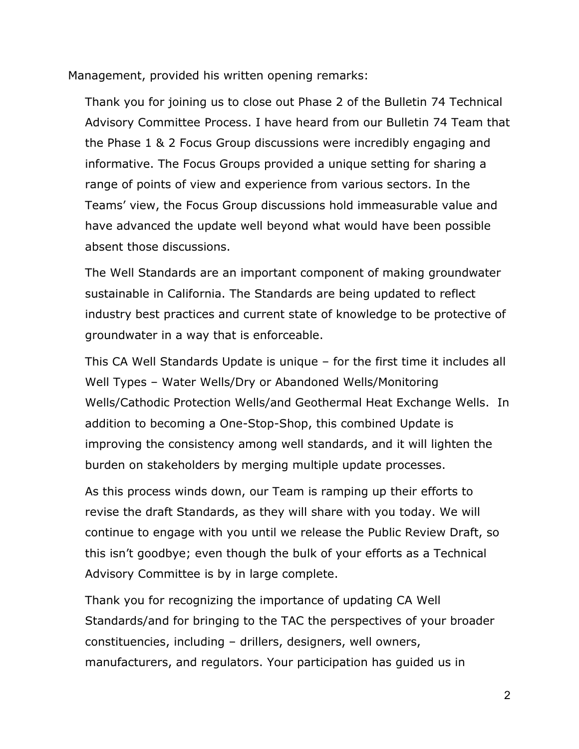Management, provided his written opening remarks:

> Thank you for joining us to close out Phase 2 of the Bulletin 74 Technical Advisory Committee Process. I have heard from our Bulletin 74 Team that the Phase 1 & 2 Focus Group discussions were incredibly engaging and informative. The Focus Groups provided a unique setting for sharing a range of points of view and experience from various sectors. In the Teams' view, the Focus Group discussions hold immeasurable value and have advanced the update well beyond what would have been possible absent those discussions.
>
> The Well Standards are an important component of making groundwater sustainable in California. The Standards are being updated to reflect industry best practices and current state of knowledge to be protective of groundwater in a way that is enforceable.
>
> This CA Well Standards Update is unique – for the first time it includes all Well Types – Water Wells/Dry or Abandoned Wells/Monitoring Wells/Cathodic Protection Wells/and Geothermal Heat Exchange Wells. In addition to becoming a One-Stop-Shop, this combined Update is improving the consistency among well standards, and it will lighten the burden on stakeholders by merging multiple update processes.
>
> As this process winds down, our Team is ramping up their efforts to revise the draft Standards, as they will share with you today. We will continue to engage with you until we release the Public Review Draft, so this isn't goodbye; even though the bulk of your efforts as a Technical Advisory Committee is by in large complete.
>
> Thank you for recognizing the importance of updating CA Well Standards/and for bringing to the TAC the perspectives of your broader constituencies, including – drillers, designers, well owners, manufacturers, and regulators. Your participation has guided us in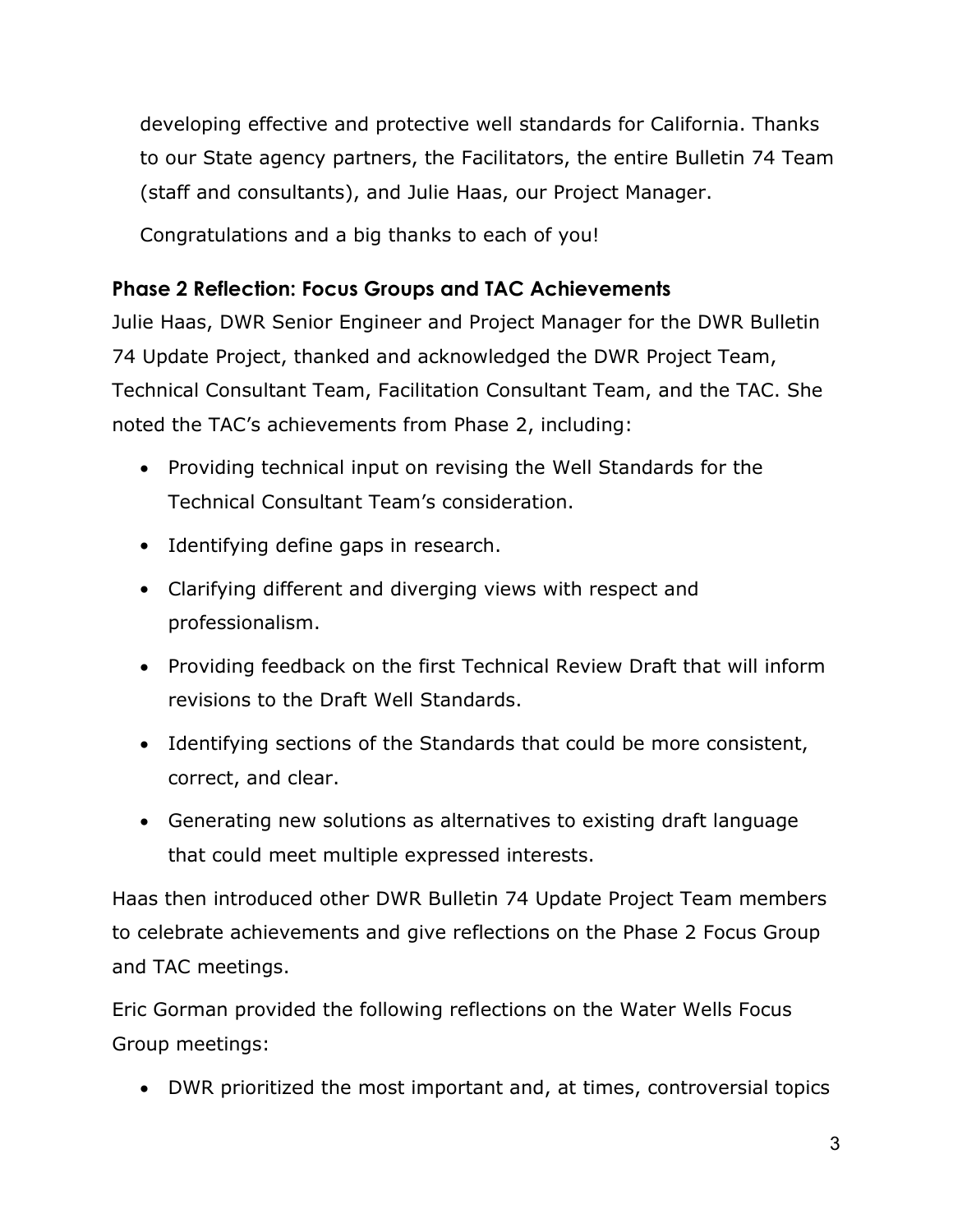developing effective and protective well standards for California. Thanks to our State agency partners, the Facilitators, the entire Bulletin 74 Team (staff and consultants), and Julie Haas, our Project Manager.

Congratulations and a big thanks to each of you!

### Phase 2 Reflection: Focus Groups and TAC Achievements

Julie Haas, DWR Senior Engineer and Project Manager for the DWR Bulletin 74 Update Project, thanked and acknowledged the DWR Project Team, Technical Consultant Team, Facilitation Consultant Team, and the TAC. She noted the TAC's achievements from Phase 2, including:

- Providing technical input on revising the Well Standards for the Technical Consultant Team's consideration.
- Identifying define gaps in research.
- Clarifying different and diverging views with respect and professionalism.
- Providing feedback on the first Technical Review Draft that will inform revisions to the Draft Well Standards.
- Identifying sections of the Standards that could be more consistent, correct, and clear.
- Generating new solutions as alternatives to existing draft language that could meet multiple expressed interests.

Haas then introduced other DWR Bulletin 74 Update Project Team members to celebrate achievements and give reflections on the Phase 2 Focus Group and TAC meetings.

Eric Gorman provided the following reflections on the Water Wells Focus Group meetings:

- DWR prioritized the most important and, at times, controversial topics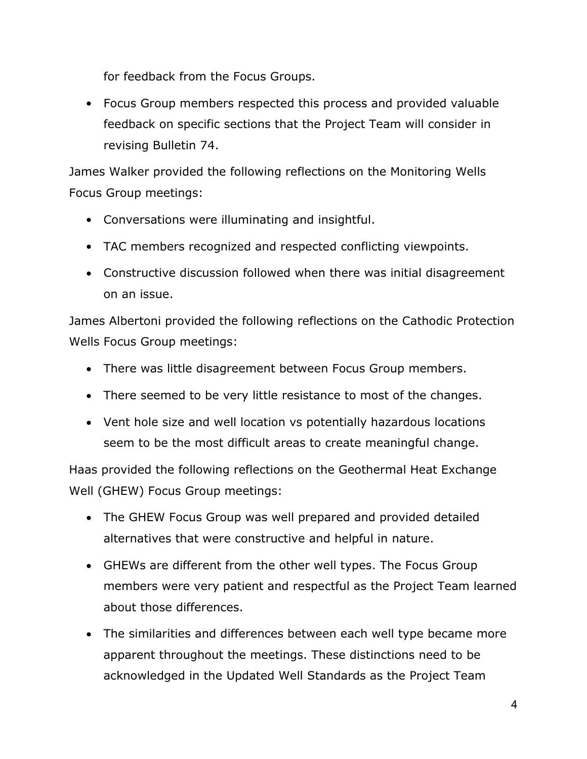for feedback from the Focus Groups.

- Focus Group members respected this process and provided valuable feedback on specific sections that the Project Team will consider in revising Bulletin 74.

James Walker provided the following reflections on the Monitoring Wells Focus Group meetings:

- Conversations were illuminating and insightful.
- TAC members recognized and respected conflicting viewpoints.
- Constructive discussion followed when there was initial disagreement on an issue.

James Albertoni provided the following reflections on the Cathodic Protection Wells Focus Group meetings:

- There was little disagreement between Focus Group members.
- There seemed to be very little resistance to most of the changes.
- Vent hole size and well location vs potentially hazardous locations seem to be the most difficult areas to create meaningful change.

Haas provided the following reflections on the Geothermal Heat Exchange Well (GHEW) Focus Group meetings:

- The GHEW Focus Group was well prepared and provided detailed alternatives that were constructive and helpful in nature.
- GHEWs are different from the other well types. The Focus Group members were very patient and respectful as the Project Team learned about those differences.
- The similarities and differences between each well type became more apparent throughout the meetings. These distinctions need to be acknowledged in the Updated Well Standards as the Project Team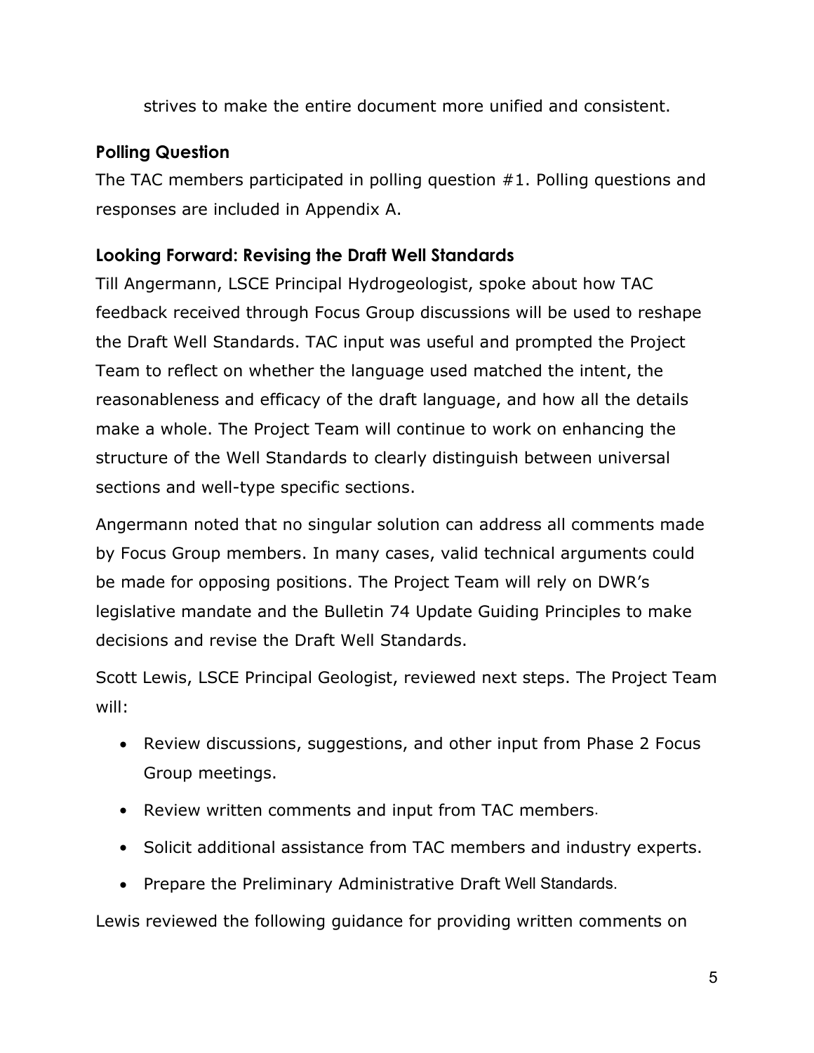strives to make the entire document more unified and consistent.

### Polling Question

The TAC members participated in polling question #1. Polling questions and responses are included in Appendix A.

### Looking Forward: Revising the Draft Well Standards

Till Angermann, LSCE Principal Hydrogeologist, spoke about how TAC feedback received through Focus Group discussions will be used to reshape the Draft Well Standards. TAC input was useful and prompted the Project Team to reflect on whether the language used matched the intent, the reasonableness and efficacy of the draft language, and how all the details make a whole. The Project Team will continue to work on enhancing the structure of the Well Standards to clearly distinguish between universal sections and well-type specific sections.

Angermann noted that no singular solution can address all comments made by Focus Group members. In many cases, valid technical arguments could be made for opposing positions. The Project Team will rely on DWR's legislative mandate and the Bulletin 74 Update Guiding Principles to make decisions and revise the Draft Well Standards.

Scott Lewis, LSCE Principal Geologist, reviewed next steps. The Project Team will:

- Review discussions, suggestions, and other input from Phase 2 Focus Group meetings.
- Review written comments and input from TAC members.
- Solicit additional assistance from TAC members and industry experts.
- Prepare the Preliminary Administrative Draft Well Standards.

Lewis reviewed the following guidance for providing written comments on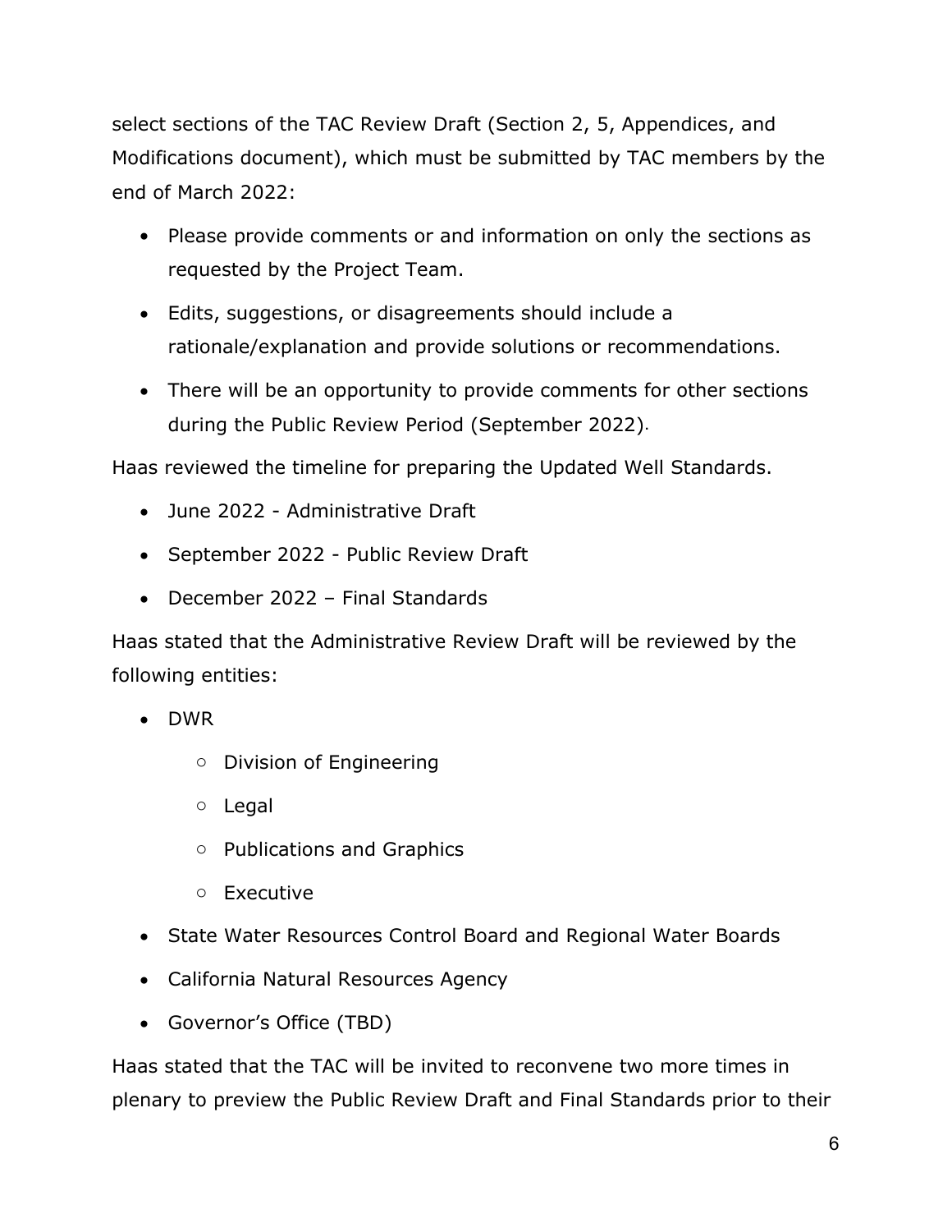select sections of the TAC Review Draft (Section 2, 5, Appendices, and Modifications document), which must be submitted by TAC members by the end of March 2022:

- Please provide comments or and information on only the sections as requested by the Project Team.
- Edits, suggestions, or disagreements should include a rationale/explanation and provide solutions or recommendations.
- There will be an opportunity to provide comments for other sections during the Public Review Period (September 2022).

Haas reviewed the timeline for preparing the Updated Well Standards.

- June 2022 - Administrative Draft
- September 2022 - Public Review Draft
- December 2022 – Final Standards

Haas stated that the Administrative Review Draft will be reviewed by the following entities:

- DWR
    - Division of Engineering
    - Legal
    - Publications and Graphics
    - Executive
- State Water Resources Control Board and Regional Water Boards
- California Natural Resources Agency
- Governor's Office (TBD)

Haas stated that the TAC will be invited to reconvene two more times in plenary to preview the Public Review Draft and Final Standards prior to their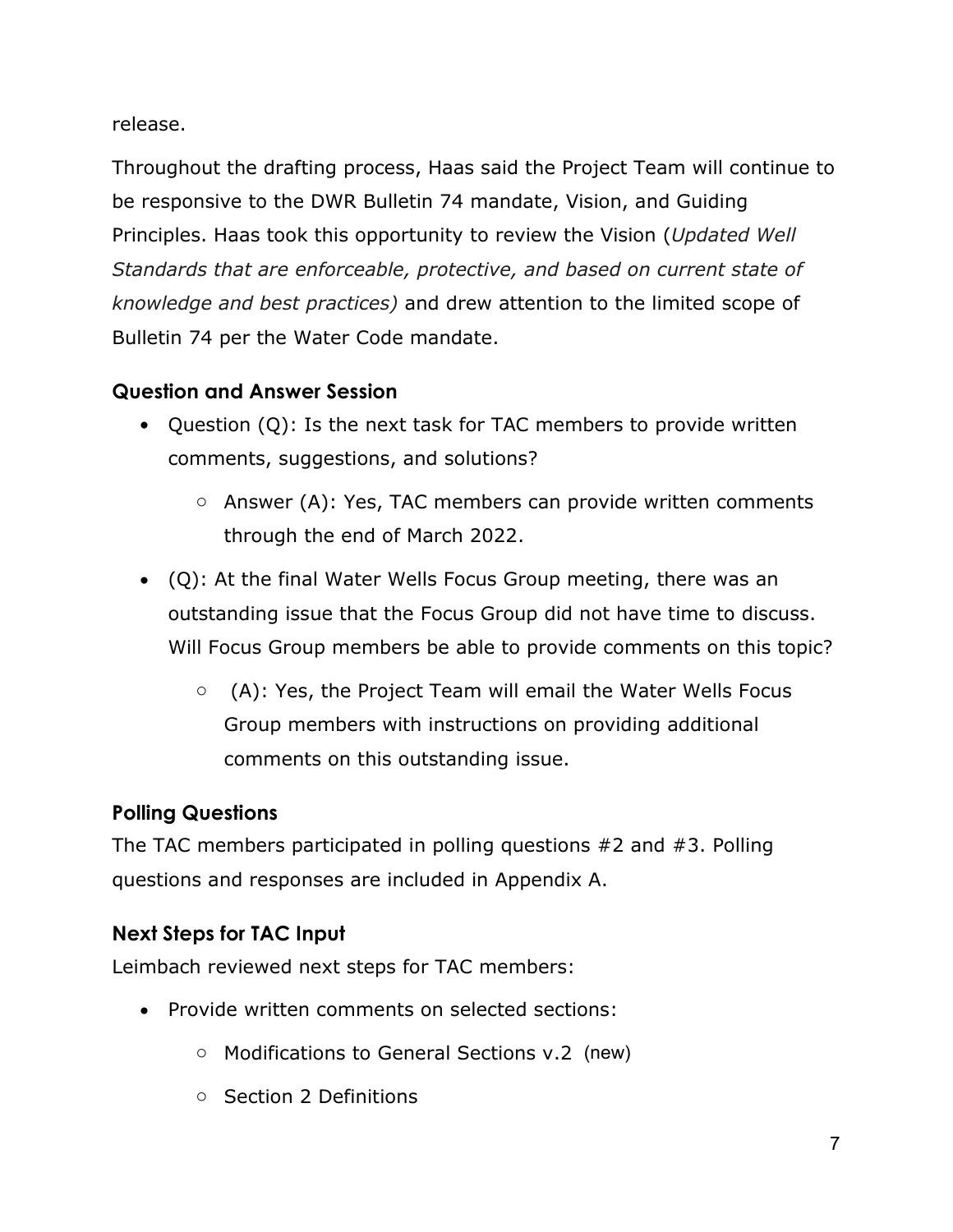release.

Throughout the drafting process, Haas said the Project Team will continue to be responsive to the DWR Bulletin 74 mandate, Vision, and Guiding Principles. Haas took this opportunity to review the Vision (*Updated Well Standards that are enforceable, protective, and based on current state of knowledge and best practices)* and drew attention to the limited scope of Bulletin 74 per the Water Code mandate.

### Question and Answer Session

- Question (Q): Is the next task for TAC members to provide written comments, suggestions, and solutions?
  - Answer (A): Yes, TAC members can provide written comments through the end of March 2022.
- (Q): At the final Water Wells Focus Group meeting, there was an outstanding issue that the Focus Group did not have time to discuss. Will Focus Group members be able to provide comments on this topic?
  - (A): Yes, the Project Team will email the Water Wells Focus Group members with instructions on providing additional comments on this outstanding issue.

### Polling Questions

The TAC members participated in polling questions #2 and #3. Polling questions and responses are included in Appendix A.

### Next Steps for TAC Input

Leimbach reviewed next steps for TAC members:

- Provide written comments on selected sections:
  - Modifications to General Sections v.2 (new)
  - Section 2 Definitions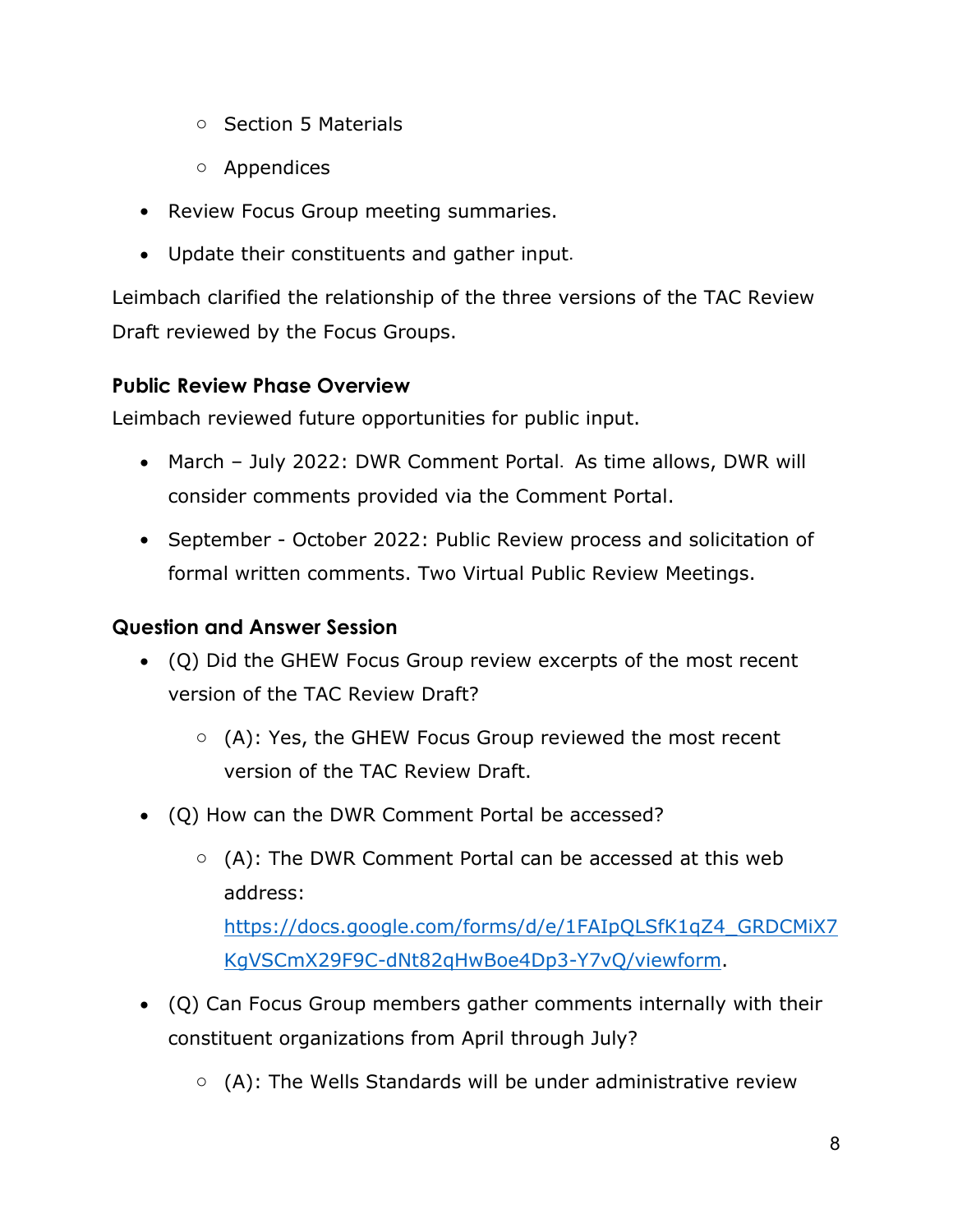- Section 5 Materials
    - Appendices
- Review Focus Group meeting summaries.
- Update their constituents and gather input.

Leimbach clarified the relationship of the three versions of the TAC Review Draft reviewed by the Focus Groups.

### Public Review Phase Overview

Leimbach reviewed future opportunities for public input.

- March – July 2022: DWR Comment Portal. As time allows, DWR will consider comments provided via the Comment Portal.
- September - October 2022: Public Review process and solicitation of formal written comments. Two Virtual Public Review Meetings.

### Question and Answer Session

- (Q) Did the GHEW Focus Group review excerpts of the most recent version of the TAC Review Draft?
    - (A): Yes, the GHEW Focus Group reviewed the most recent version of the TAC Review Draft.
- (Q) How can the DWR Comment Portal be accessed?
    - (A): The DWR Comment Portal can be accessed at this web address: [https://docs.google.com/forms/d/e/1FAIpQLSfK1qZ4_GRDCMiX7KgVSCmX29F9C-dNt82qHwBoe4Dp3-Y7vQ/viewform](https://docs.google.com/forms/d/e/1FAIpQLSfK1qZ4_GRDCMiX7KgVSCmX29F9C-dNt82qHwBoe4Dp3-Y7vQ/viewform).
- (Q) Can Focus Group members gather comments internally with their constituent organizations from April through July?
    - (A): The Wells Standards will be under administrative review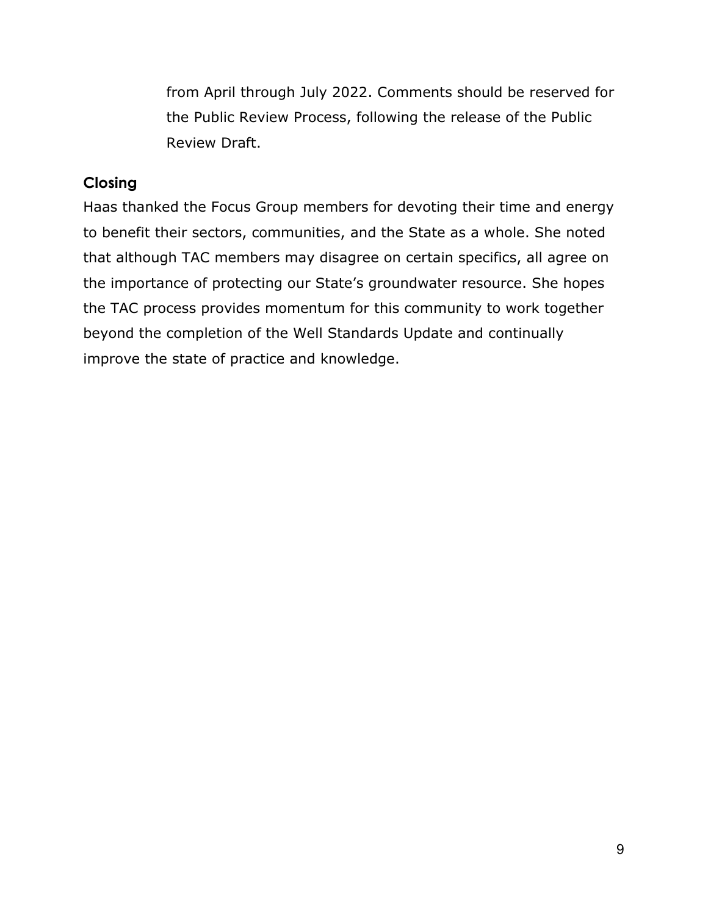from April through July 2022. Comments should be reserved for the Public Review Process, following the release of the Public Review Draft.

## Closing

Haas thanked the Focus Group members for devoting their time and energy to benefit their sectors, communities, and the State as a whole. She noted that although TAC members may disagree on certain specifics, all agree on the importance of protecting our State's groundwater resource. She hopes the TAC process provides momentum for this community to work together beyond the completion of the Well Standards Update and continually improve the state of practice and knowledge.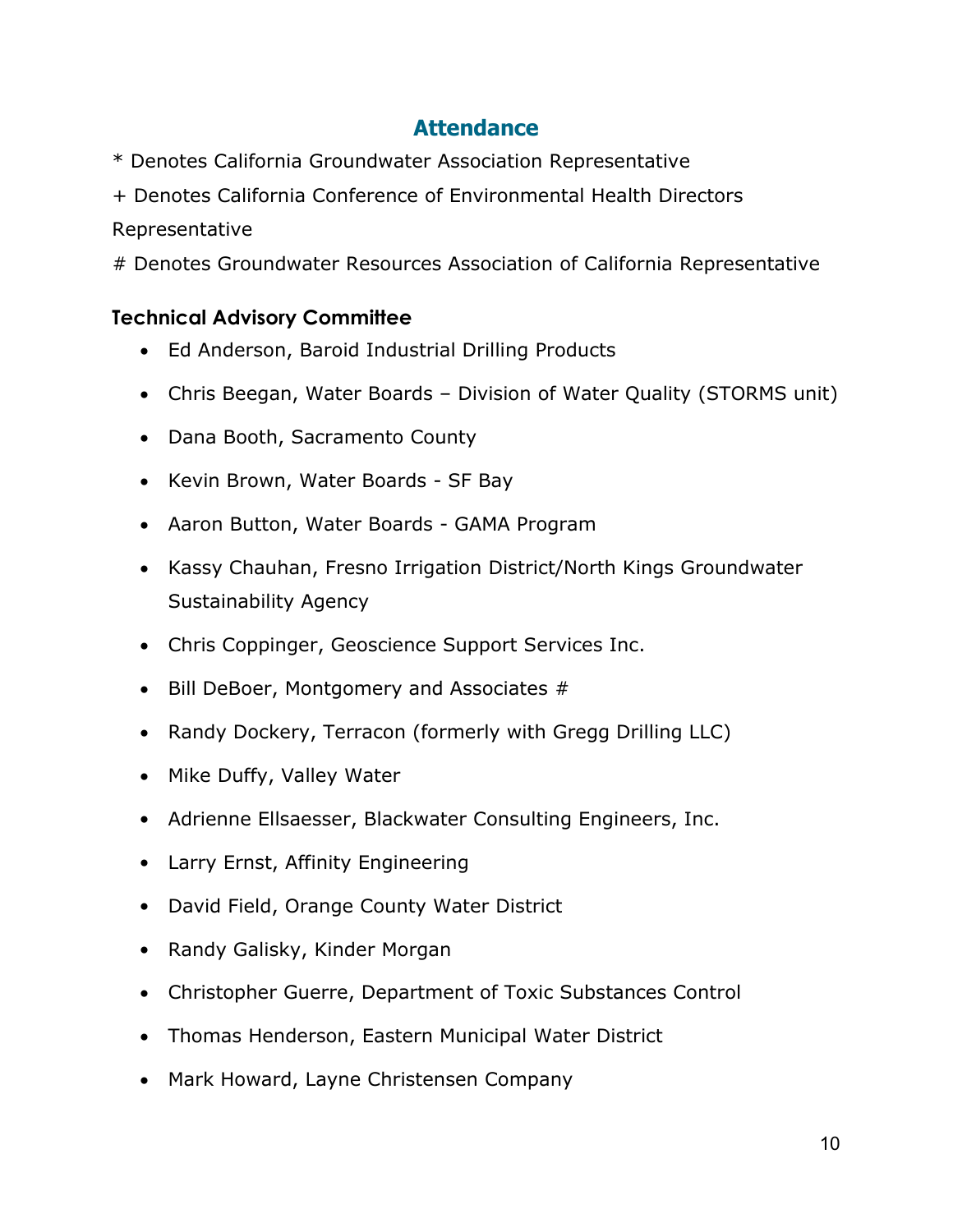## Attendance

* Denotes California Groundwater Association Representative

+ Denotes California Conference of Environmental Health Directors Representative

# Denotes Groundwater Resources Association of California Representative

### Technical Advisory Committee

- Ed Anderson, Baroid Industrial Drilling Products
- Chris Beegan, Water Boards – Division of Water Quality (STORMS unit)
- Dana Booth, Sacramento County
- Kevin Brown, Water Boards - SF Bay
- Aaron Button, Water Boards - GAMA Program
- Kassy Chauhan, Fresno Irrigation District/North Kings Groundwater Sustainability Agency
- Chris Coppinger, Geoscience Support Services Inc.
- Bill DeBoer, Montgomery and Associates #
- Randy Dockery, Terracon (formerly with Gregg Drilling LLC)
- Mike Duffy, Valley Water
- Adrienne Ellsaesser, Blackwater Consulting Engineers, Inc.
- Larry Ernst, Affinity Engineering
- David Field, Orange County Water District
- Randy Galisky, Kinder Morgan
- Christopher Guerre, Department of Toxic Substances Control
- Thomas Henderson, Eastern Municipal Water District
- Mark Howard, Layne Christensen Company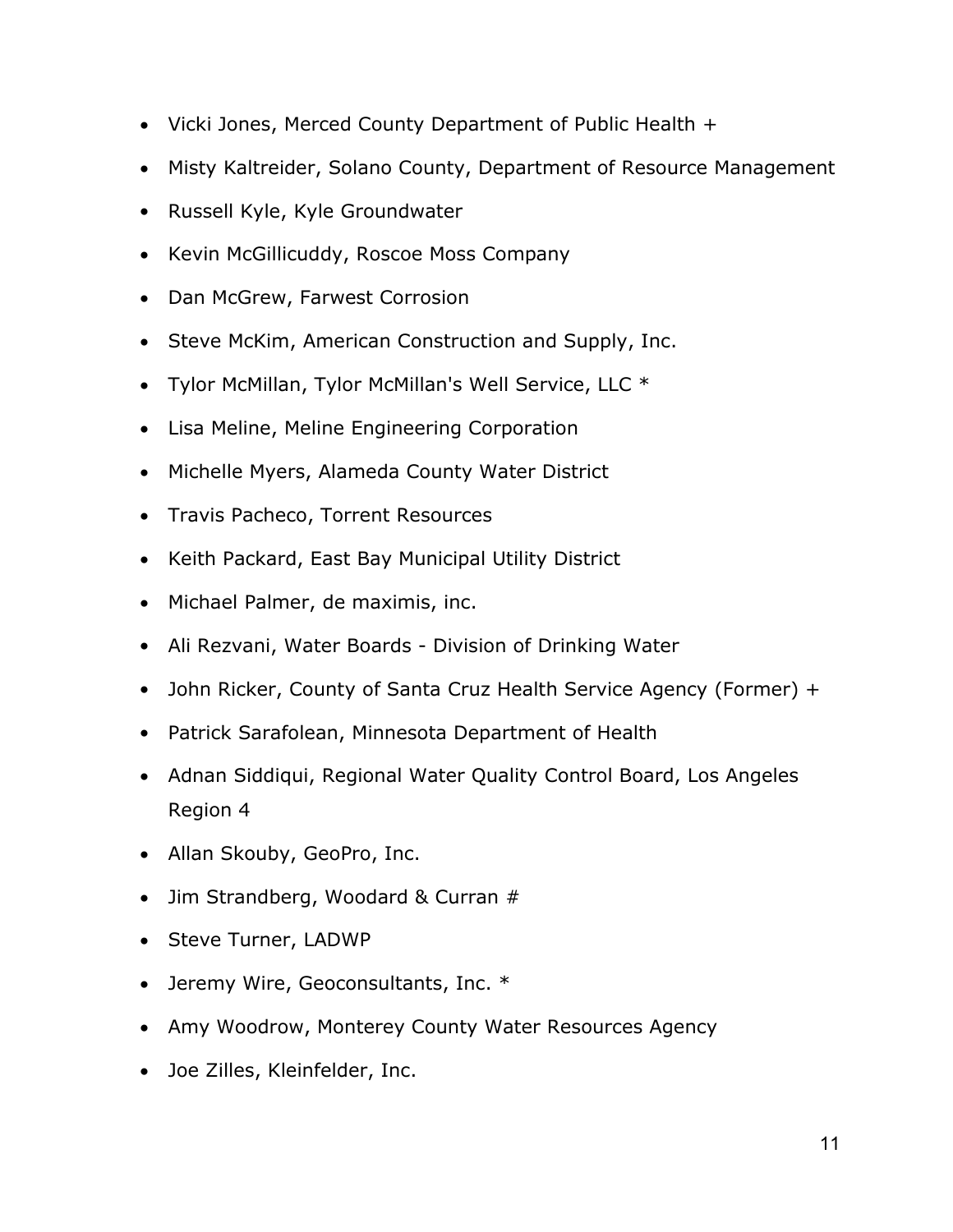- Vicki Jones, Merced County Department of Public Health +
- Misty Kaltreider, Solano County, Department of Resource Management
- Russell Kyle, Kyle Groundwater
- Kevin McGillicuddy, Roscoe Moss Company
- Dan McGrew, Farwest Corrosion
- Steve McKim, American Construction and Supply, Inc.
- Tylor McMillan, Tylor McMillan's Well Service, LLC *
- Lisa Meline, Meline Engineering Corporation
- Michelle Myers, Alameda County Water District
- Travis Pacheco, Torrent Resources
- Keith Packard, East Bay Municipal Utility District
- Michael Palmer, de maximis, inc.
- Ali Rezvani, Water Boards - Division of Drinking Water
- John Ricker, County of Santa Cruz Health Service Agency (Former) +
- Patrick Sarafolean, Minnesota Department of Health
- Adnan Siddiqui, Regional Water Quality Control Board, Los Angeles Region 4
- Allan Skouby, GeoPro, Inc.
- Jim Strandberg, Woodard & Curran #
- Steve Turner, LADWP
- Jeremy Wire, Geoconsultants, Inc. *
- Amy Woodrow, Monterey County Water Resources Agency
- Joe Zilles, Kleinfelder, Inc.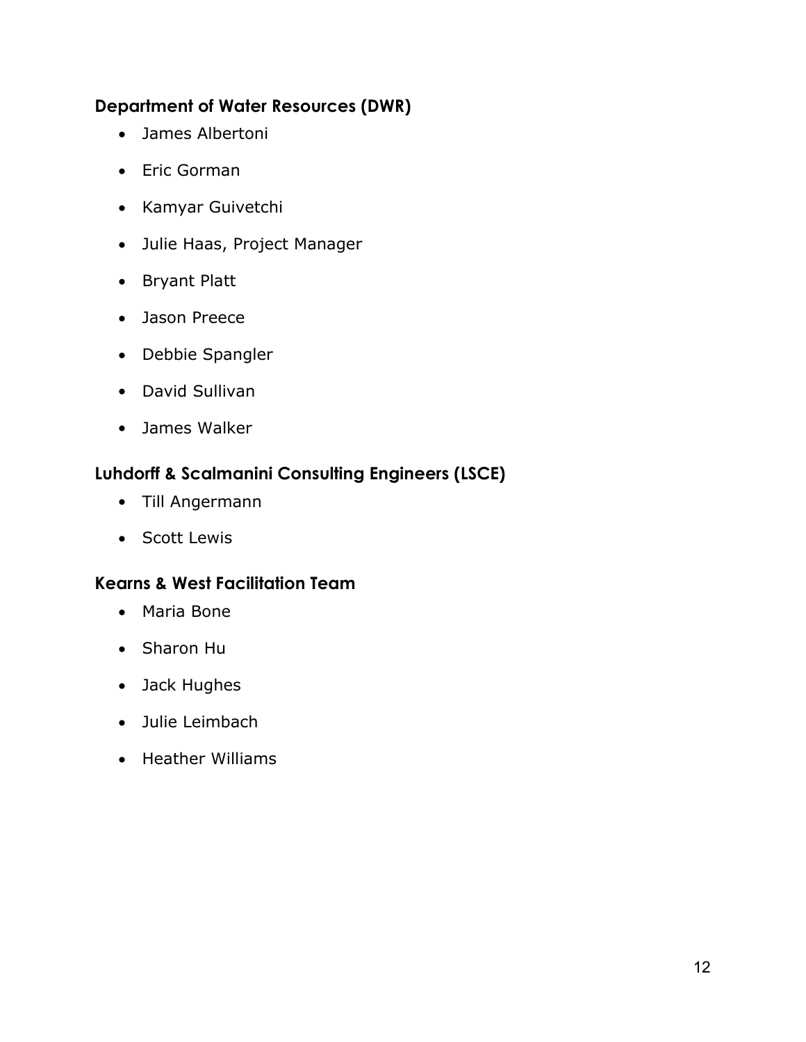### Department of Water Resources (DWR)

- James Albertoni
- Eric Gorman
- Kamyar Guivetchi
- Julie Haas, Project Manager
- Bryant Platt
- Jason Preece
- Debbie Spangler
- David Sullivan
- James Walker

### Luhdorff & Scalmanini Consulting Engineers (LSCE)

- Till Angermann
- Scott Lewis

### Kearns & West Facilitation Team

- Maria Bone
- Sharon Hu
- Jack Hughes
- Julie Leimbach
- Heather Williams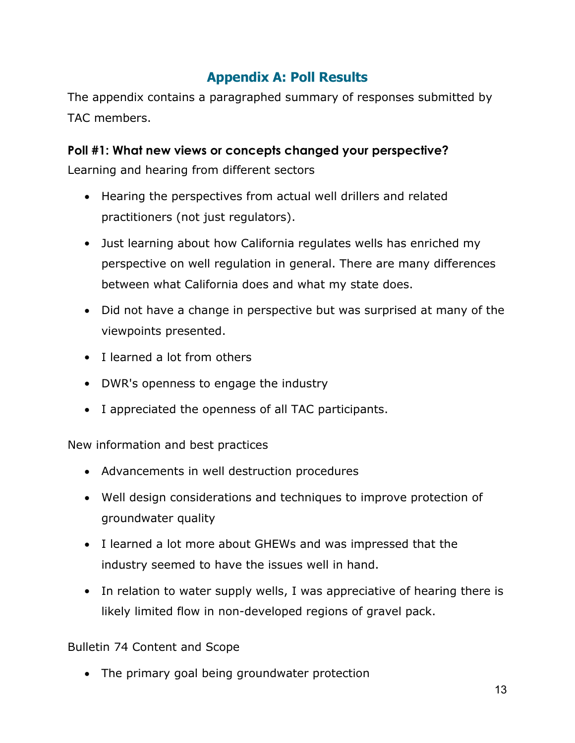## Appendix A: Poll Results

The appendix contains a paragraphed summary of responses submitted by TAC members.

### Poll #1: What new views or concepts changed your perspective?

Learning and hearing from different sectors

- Hearing the perspectives from actual well drillers and related practitioners (not just regulators).
- Just learning about how California regulates wells has enriched my perspective on well regulation in general. There are many differences between what California does and what my state does.
- Did not have a change in perspective but was surprised at many of the viewpoints presented.
- I learned a lot from others
- DWR's openness to engage the industry
- I appreciated the openness of all TAC participants.

New information and best practices

- Advancements in well destruction procedures
- Well design considerations and techniques to improve protection of groundwater quality
- I learned a lot more about GHEWs and was impressed that the industry seemed to have the issues well in hand.
- In relation to water supply wells, I was appreciative of hearing there is likely limited flow in non-developed regions of gravel pack.

Bulletin 74 Content and Scope

- The primary goal being groundwater protection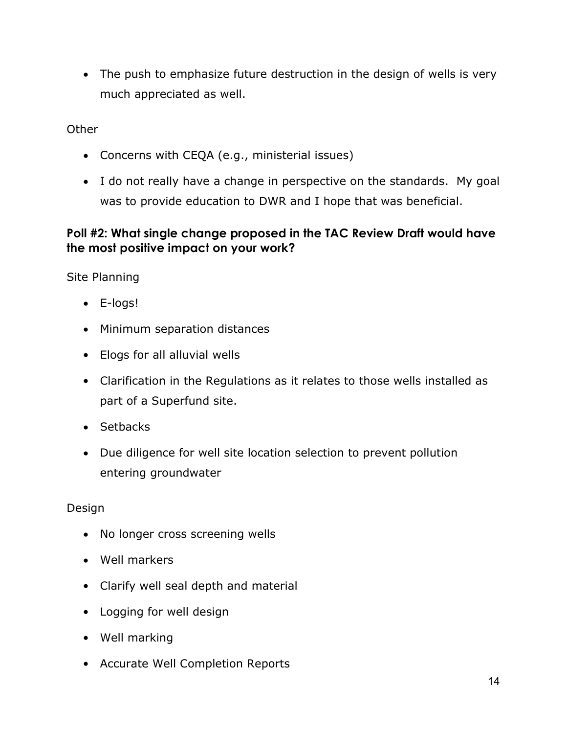- The push to emphasize future destruction in the design of wells is very much appreciated as well.

Other

- Concerns with CEQA (e.g., ministerial issues)
- I do not really have a change in perspective on the standards. My goal was to provide education to DWR and I hope that was beneficial.

**Poll #2: What single change proposed in the TAC Review Draft would have the most positive impact on your work?**

Site Planning

- E-logs!
- Minimum separation distances
- Elogs for all alluvial wells
- Clarification in the Regulations as it relates to those wells installed as part of a Superfund site.
- Setbacks
- Due diligence for well site location selection to prevent pollution entering groundwater

Design

- No longer cross screening wells
- Well markers
- Clarify well seal depth and material
- Logging for well design
- Well marking
- Accurate Well Completion Reports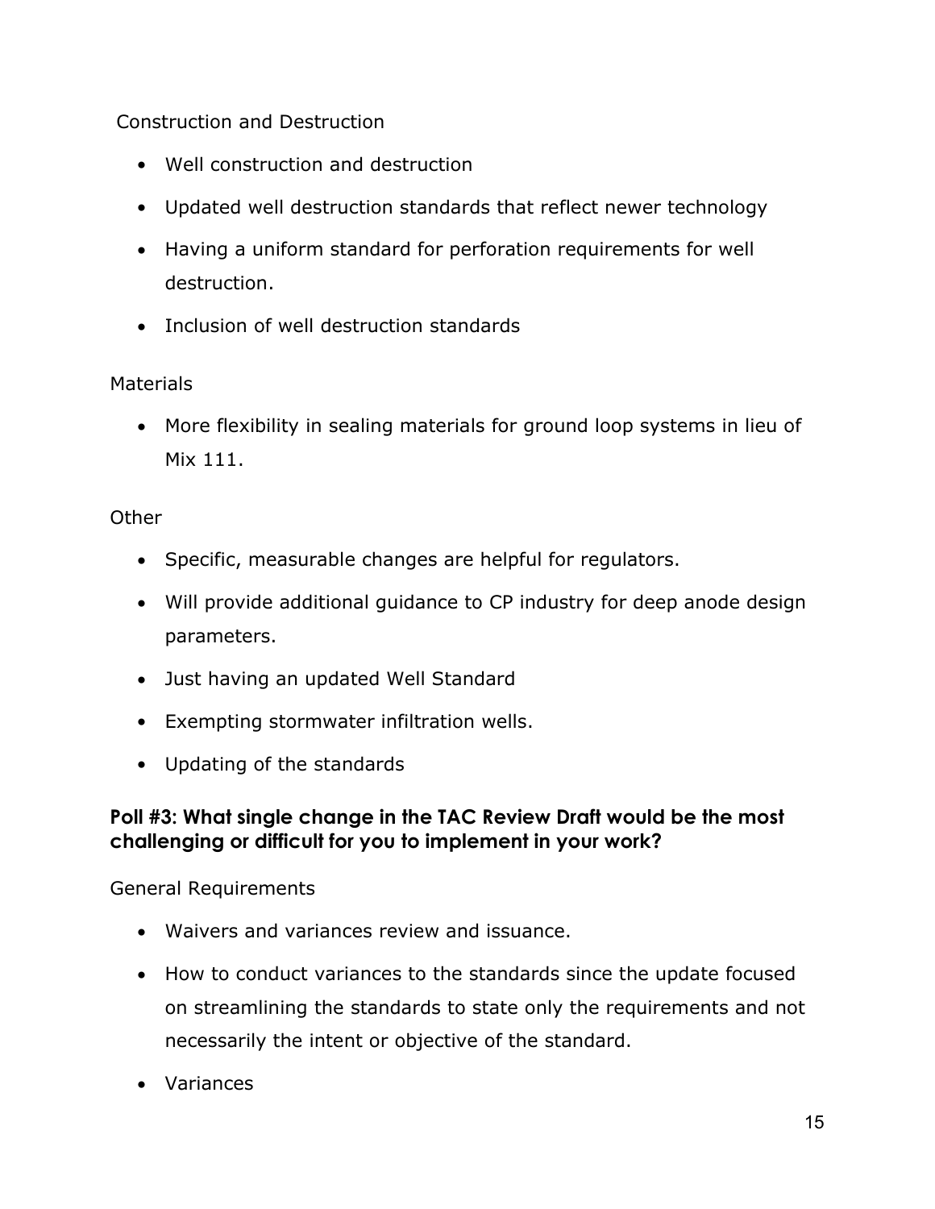Construction and Destruction

- Well construction and destruction
- Updated well destruction standards that reflect newer technology
- Having a uniform standard for perforation requirements for well destruction.
- Inclusion of well destruction standards

Materials

- More flexibility in sealing materials for ground loop systems in lieu of Mix 111.

Other

- Specific, measurable changes are helpful for regulators.
- Will provide additional guidance to CP industry for deep anode design parameters.
- Just having an updated Well Standard
- Exempting stormwater infiltration wells.
- Updating of the standards

**Poll #3: What single change in the TAC Review Draft would be the most challenging or difficult for you to implement in your work?**

General Requirements

- Waivers and variances review and issuance.
- How to conduct variances to the standards since the update focused on streamlining the standards to state only the requirements and not necessarily the intent or objective of the standard.
- Variances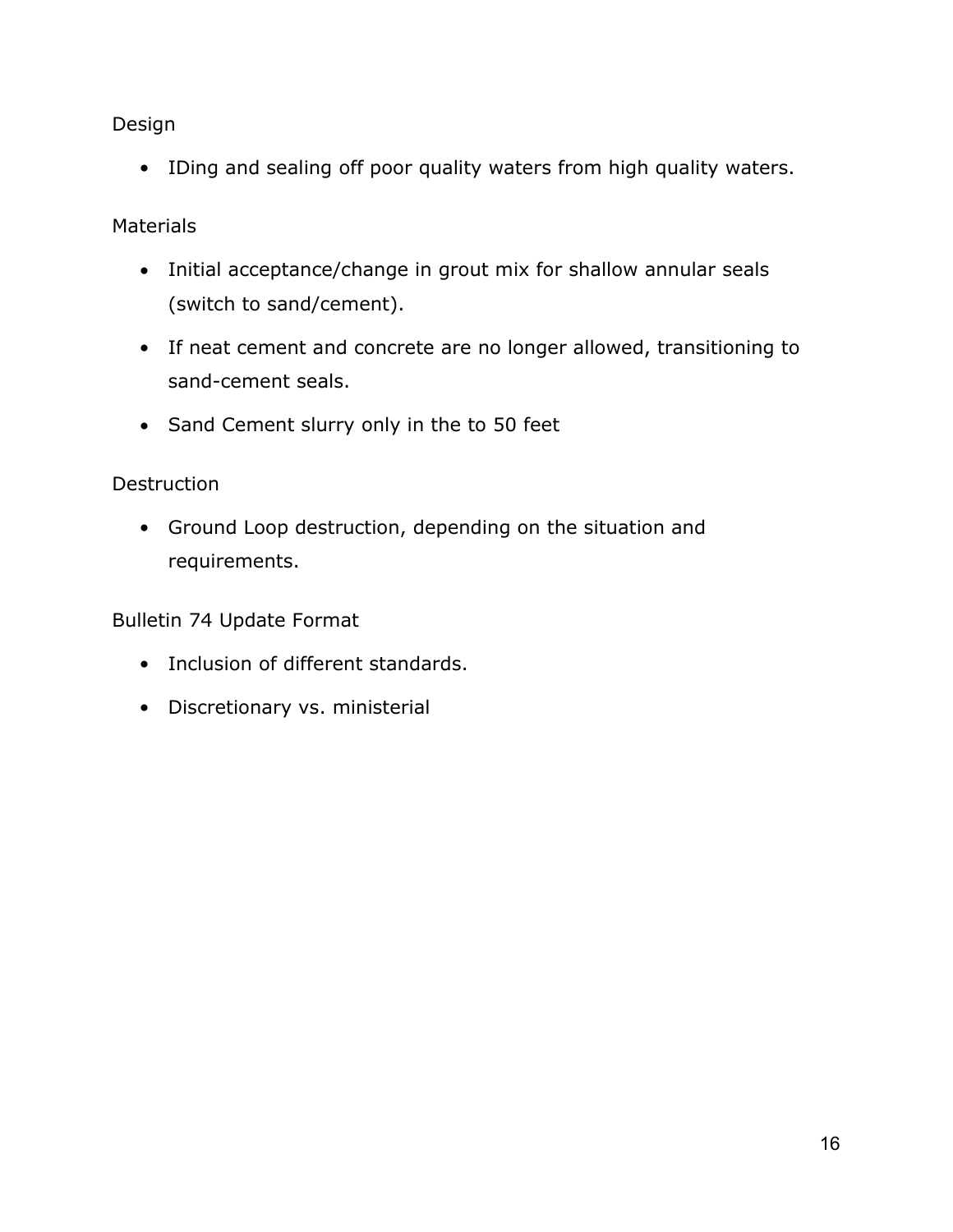Design

- IDing and sealing off poor quality waters from high quality waters.

Materials

- Initial acceptance/change in grout mix for shallow annular seals (switch to sand/cement).
- If neat cement and concrete are no longer allowed, transitioning to sand-cement seals.
- Sand Cement slurry only in the to 50 feet

Destruction

- Ground Loop destruction, depending on the situation and requirements.

Bulletin 74 Update Format

- Inclusion of different standards.
- Discretionary vs. ministerial